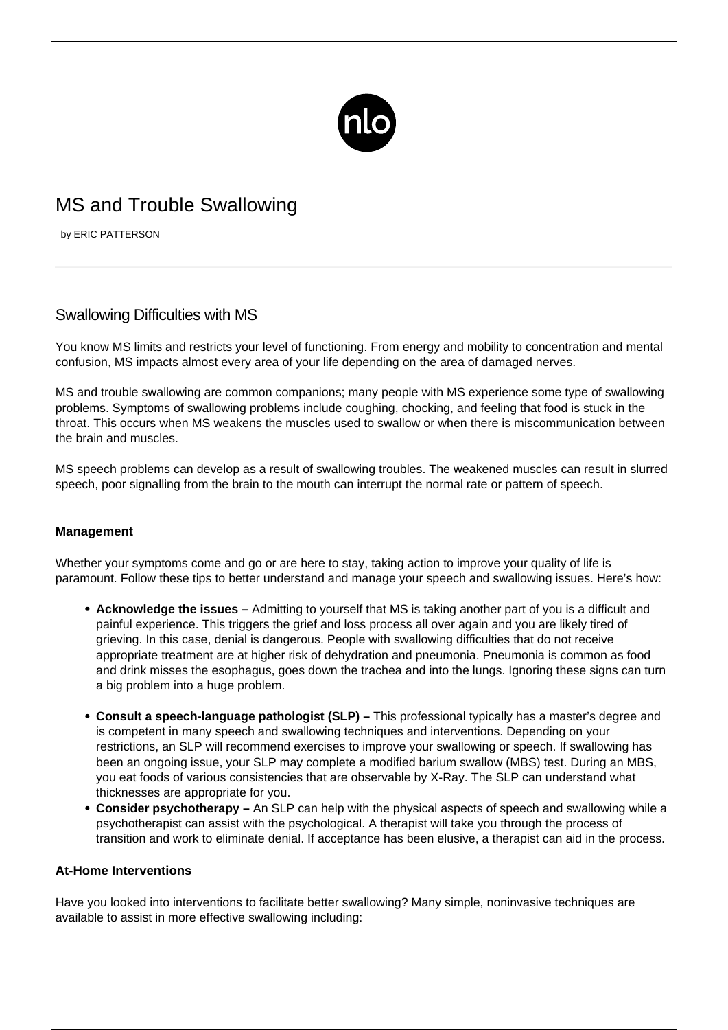# MS and Trouble Swallowing

by ERIC PATTERSON

## Swallowing Difficulties with MS

You know MS limits and restricts your level of functioning. From energy and mobility to concentration and mental confusion, MS impacts almost every area of your life depending on the area of damaged nerves.

MS and trouble swallowing are common companions; many people with MS experience some type of swallowing problems. Symptoms of swallowing problems include coughing, chocking, and feeling that food is stuck in the throat. This occurs when MS weakens the muscles used to swallow or when there is miscommunication between the brain and muscles.

MS speech problems can develop as a result of swallowing troubles. The weakened muscles can result in slurred speech, poor signalling from the brain to the mouth can interrupt the normal rate or pattern of speech.

### Management

Whether your symptoms come and go or are here to stay, taking action to improve your quality of life is paramount. Follow these tips to better understand and manage your speech and swallowing issues. Here's how:

- **Acknowledge the issues –** Admitting to yourself that MS is taking another part of you is a difficult and painful experience. This triggers the grief and loss process all over again and you are likely tired of grieving. In this case, denial is dangerous. People with swallowing difficulties that do not receive appropriate treatment are at higher risk of dehydration and pneumonia. Pneumonia is common as food and drink misses the esophagus, goes down the trachea and into the lungs. Ignoring these signs can turn a big problem into a huge problem.
- **Consult a speech-language pathologist (SLP) –** This professional typically has a master's degree and is competent in many speech and swallowing techniques and interventions. Depending on your restrictions, an SLP will recommend exercises to improve your swallowing or speech. If swallowing has been an ongoing issue, your SLP may complete a modified barium swallow (MBS) test. During an MBS, you eat foods of various consistencies that are observable by X-Ray. The SLP can understand what thicknesses are appropriate for you.
- **Consider psychotherapy –** An SLP can help with the physical aspects of speech and swallowing while a psychotherapist can assist with the psychological. A therapist will take you through the process of transition and work to eliminate denial. If acceptance has been elusive, a therapist can aid in the process.

### At-Home Interventions

Have you looked into interventions to facilitate better swallowing? Many simple, noninvasive techniques are available to assist in more effective swallowing including: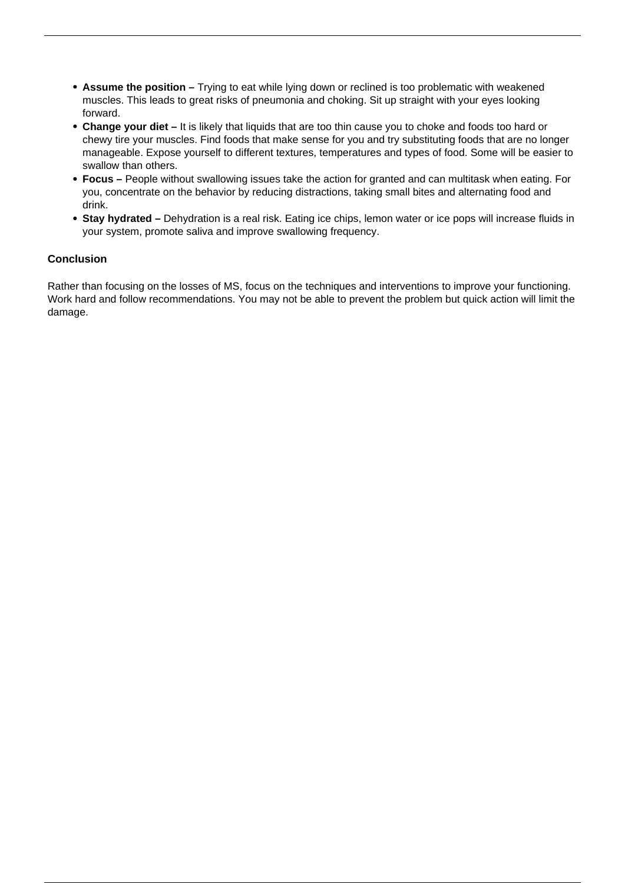- **Assume the position –** Trying to eat while lying down or reclined is too problematic with weakened muscles. This leads to great risks of pneumonia and choking. Sit up straight with your eyes looking forward.
- **Change your diet –** It is likely that liquids that are too thin cause you to choke and foods too hard or chewy tire your muscles. Find foods that make sense for you and try substituting foods that are no longer manageable. Expose yourself to different textures, temperatures and types of food. Some will be easier to swallow than others.
- **Focus –** People without swallowing issues take the action for granted and can multitask when eating. For you, concentrate on the behavior by reducing distractions, taking small bites and alternating food and drink.
- **Stay hydrated –** Dehydration is a real risk. Eating ice chips, lemon water or ice pops will increase fluids in your system, promote saliva and improve swallowing frequency.

**Conclusion**

Rather than focusing on the losses of MS, focus on the techniques and interventions to improve your functioning. Work hard and follow recommendations. You may not be able to prevent the problem but quick action will limit the damage.